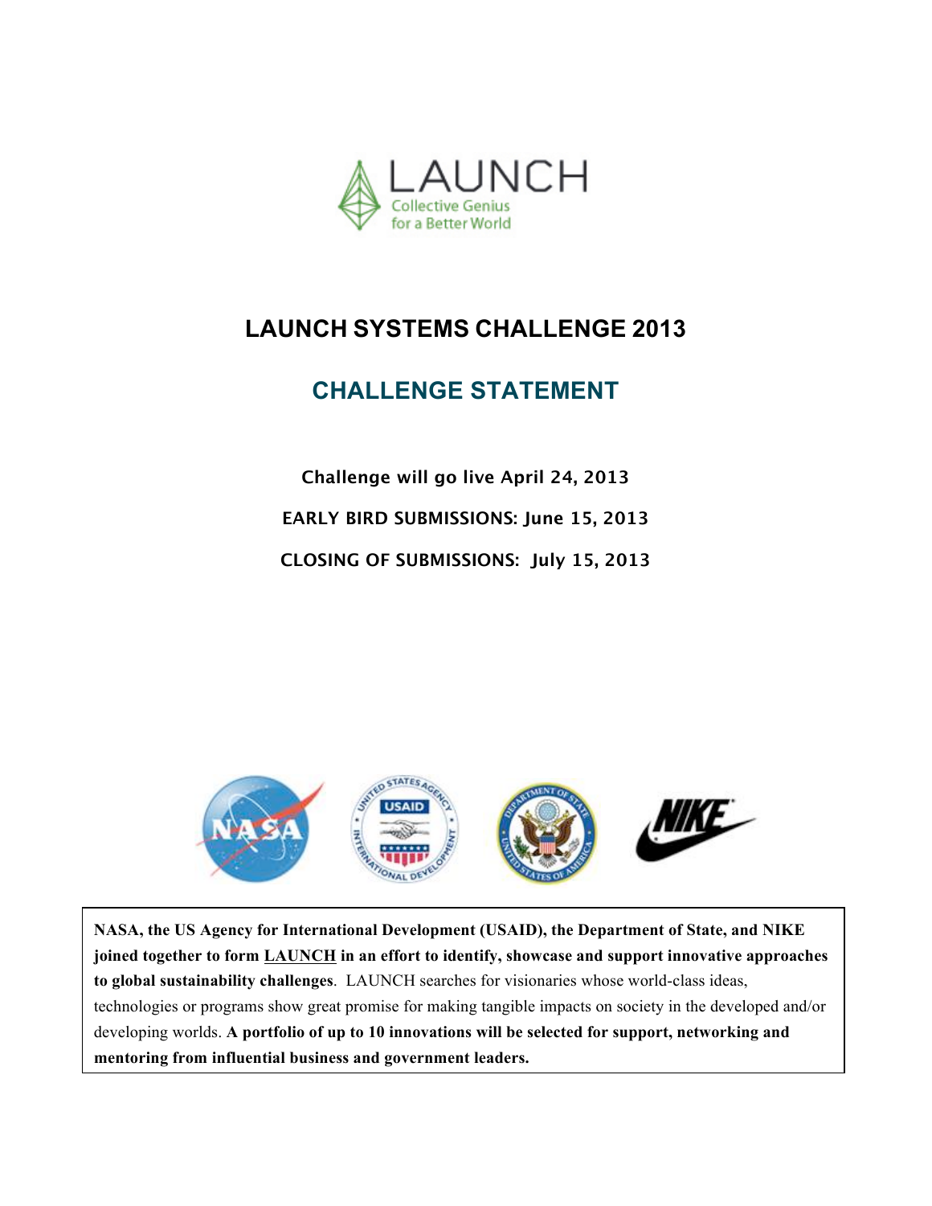LAUNCH

Collective Genius for a Better World

# LAUNCH SYSTEMS CHALLENGE 2013

## CHALLENGE STATEMENT

**Challenge will go live April 24, 2013**

**EARLY BIRD SUBMISSIONS: June 15, 2013**

**CLOSING OF SUBMISSIONS: July 15, 2013**

**NASA, the US Agency for International Development (USAID), the Department of State, and NIKE joined together to form LAUNCH in an effort to identify, showcase and support innovative approaches to global sustainability challenges**. LAUNCH searches for visionaries whose world-class ideas, technologies or programs show great promise for making tangible impacts on society in the developed and/or developing worlds. **A portfolio of up to 10 innovations will be selected for support, networking and mentoring from influential business and government leaders.**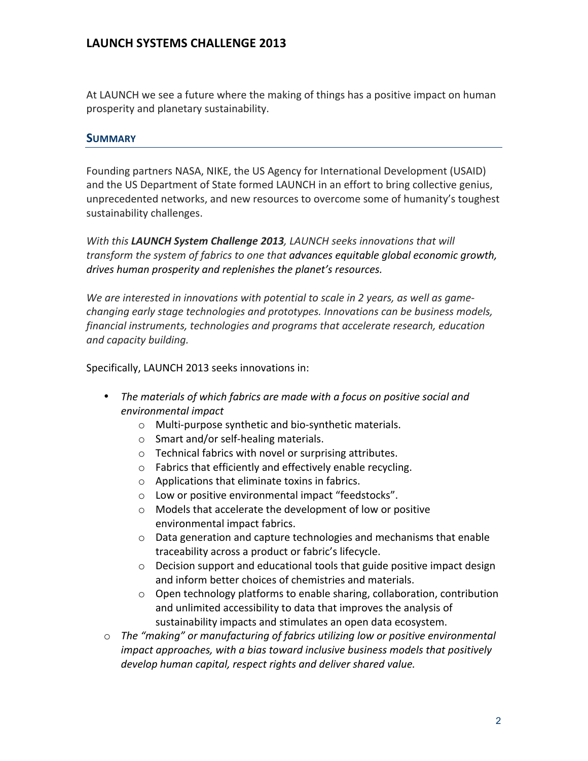## LAUNCH SYSTEMS CHALLENGE 2013

At LAUNCH we see a future where the making of things has a positive impact on human prosperity and planetary sustainability.

### SUMMARY

Founding partners NASA, NIKE, the US Agency for International Development (USAID) and the US Department of State formed LAUNCH in an effort to bring collective genius, unprecedented networks, and new resources to overcome some of humanity's toughest sustainability challenges.

*With this **LAUNCH System Challenge 2013**, LAUNCH seeks innovations that will transform the system of fabrics to one that advances equitable global economic growth, drives human prosperity and replenishes the planet's resources.*

*We are interested in innovations with potential to scale in 2 years, as well as game-changing early stage technologies and prototypes. Innovations can be business models, financial instruments, technologies and programs that accelerate research, education and capacity building.*

Specifically, LAUNCH 2013 seeks innovations in:

- *The materials of which fabrics are made with a focus on positive social and environmental impact*
    - Multi-purpose synthetic and bio-synthetic materials.
    - Smart and/or self-healing materials.
    - Technical fabrics with novel or surprising attributes.
    - Fabrics that efficiently and effectively enable recycling.
    - Applications that eliminate toxins in fabrics.
    - Low or positive environmental impact "feedstocks".
    - Models that accelerate the development of low or positive environmental impact fabrics.
    - Data generation and capture technologies and mechanisms that enable traceability across a product or fabric's lifecycle.
    - Decision support and educational tools that guide positive impact design and inform better choices of chemistries and materials.
    - Open technology platforms to enable sharing, collaboration, contribution and unlimited accessibility to data that improves the analysis of sustainability impacts and stimulates an open data ecosystem.
- *The "making" or manufacturing of fabrics utilizing low or positive environmental impact approaches, with a bias toward inclusive business models that positively develop human capital, respect rights and deliver shared value.*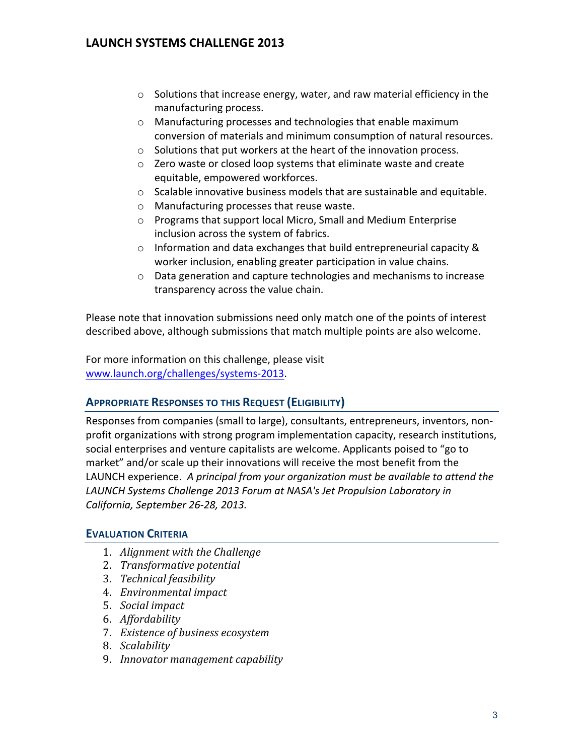- Solutions that increase energy, water, and raw material efficiency in the manufacturing process.
- Manufacturing processes and technologies that enable maximum conversion of materials and minimum consumption of natural resources.
- Solutions that put workers at the heart of the innovation process.
- Zero waste or closed loop systems that eliminate waste and create equitable, empowered workforces.
- Scalable innovative business models that are sustainable and equitable.
- Manufacturing processes that reuse waste.
- Programs that support local Micro, Small and Medium Enterprise inclusion across the system of fabrics.
- Information and data exchanges that build entrepreneurial capacity & worker inclusion, enabling greater participation in value chains.
- Data generation and capture technologies and mechanisms to increase transparency across the value chain.

Please note that innovation submissions need only match one of the points of interest described above, although submissions that match multiple points are also welcome.

For more information on this challenge, please visit www.launch.org/challenges/systems-2013.

## APPROPRIATE RESPONSES TO THIS REQUEST (ELIGIBILITY)

Responses from companies (small to large), consultants, entrepreneurs, inventors, non-profit organizations with strong program implementation capacity, research institutions, social enterprises and venture capitalists are welcome. Applicants poised to "go to market" and/or scale up their innovations will receive the most benefit from the LAUNCH experience. *A principal from your organization must be available to attend the LAUNCH Systems Challenge 2013 Forum at NASA's Jet Propulsion Laboratory in California, September 26-28, 2013.*

## EVALUATION CRITERIA

1. *Alignment with the Challenge*
2. *Transformative potential*
3. *Technical feasibility*
4. *Environmental impact*
5. *Social impact*
6. *Affordability*
7. *Existence of business ecosystem*
8. *Scalability*
9. *Innovator management capability*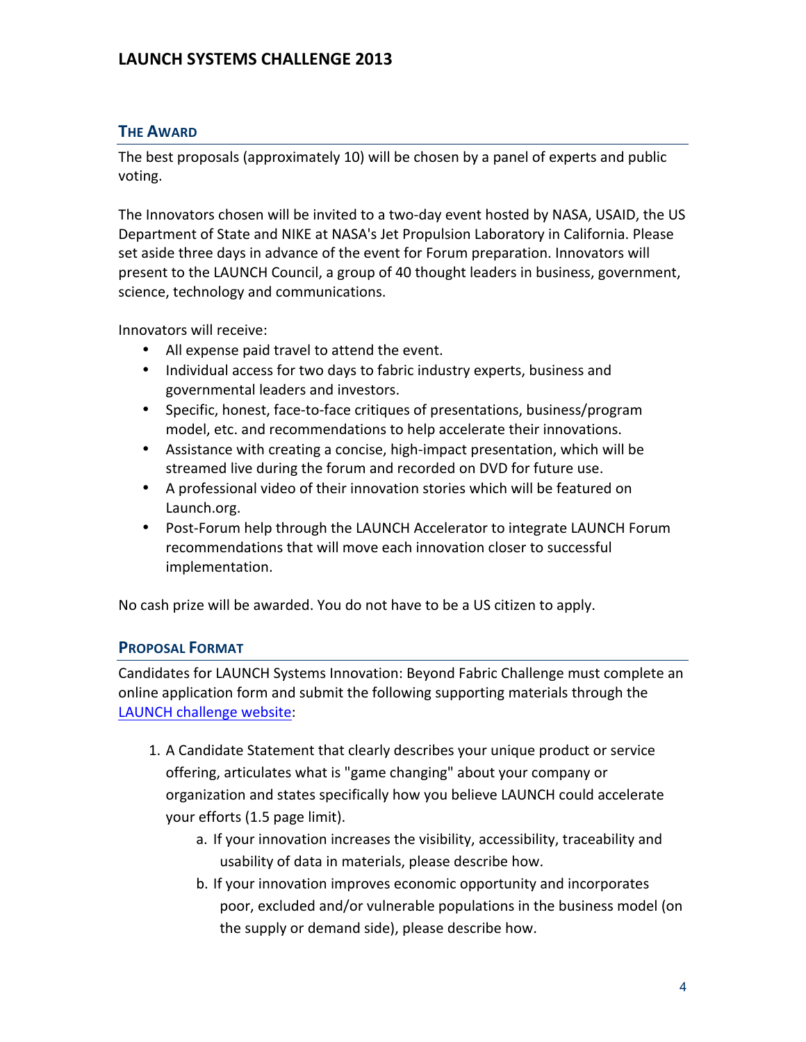## The Award

The best proposals (approximately 10) will be chosen by a panel of experts and public voting.

The Innovators chosen will be invited to a two-day event hosted by NASA, USAID, the US Department of State and NIKE at NASA's Jet Propulsion Laboratory in California. Please set aside three days in advance of the event for Forum preparation. Innovators will present to the LAUNCH Council, a group of 40 thought leaders in business, government, science, technology and communications.

Innovators will receive:

- All expense paid travel to attend the event.
- Individual access for two days to fabric industry experts, business and governmental leaders and investors.
- Specific, honest, face-to-face critiques of presentations, business/program model, etc. and recommendations to help accelerate their innovations.
- Assistance with creating a concise, high-impact presentation, which will be streamed live during the forum and recorded on DVD for future use.
- A professional video of their innovation stories which will be featured on Launch.org.
- Post-Forum help through the LAUNCH Accelerator to integrate LAUNCH Forum recommendations that will move each innovation closer to successful implementation.

No cash prize will be awarded. You do not have to be a US citizen to apply.

## Proposal Format

Candidates for LAUNCH Systems Innovation: Beyond Fabric Challenge must complete an online application form and submit the following supporting materials through the LAUNCH challenge website:

1. A Candidate Statement that clearly describes your unique product or service offering, articulates what is "game changing" about your company or organization and states specifically how you believe LAUNCH could accelerate your efforts (1.5 page limit).
   a. If your innovation increases the visibility, accessibility, traceability and usability of data in materials, please describe how.
   b. If your innovation improves economic opportunity and incorporates poor, excluded and/or vulnerable populations in the business model (on the supply or demand side), please describe how.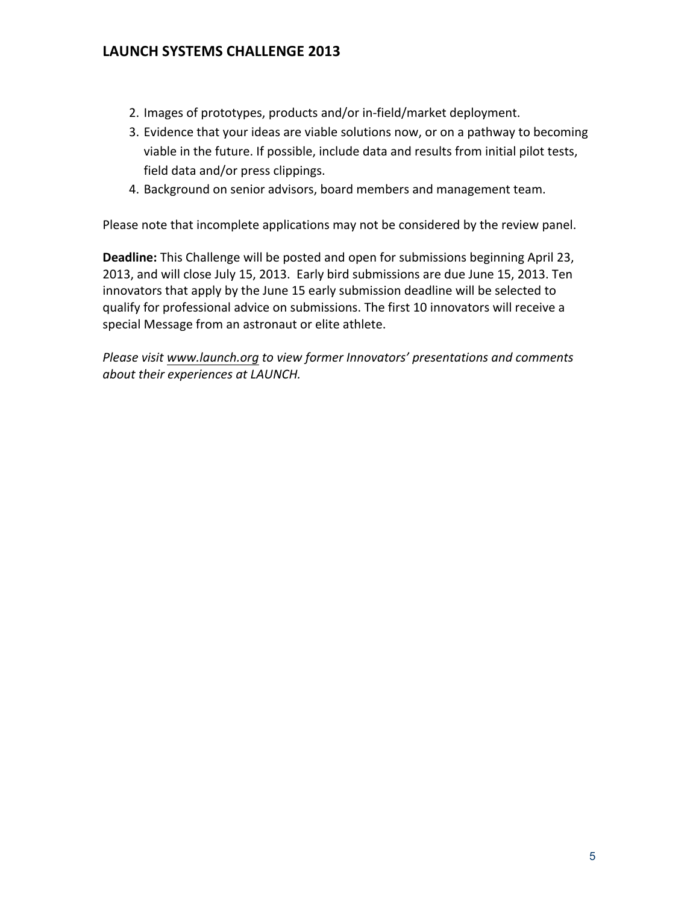2. Images of prototypes, products and/or in-field/market deployment.
3. Evidence that your ideas are viable solutions now, or on a pathway to becoming viable in the future. If possible, include data and results from initial pilot tests, field data and/or press clippings.
4. Background on senior advisors, board members and management team.

Please note that incomplete applications may not be considered by the review panel.

**Deadline:** This Challenge will be posted and open for submissions beginning April 23, 2013, and will close July 15, 2013. Early bird submissions are due June 15, 2013. Ten innovators that apply by the June 15 early submission deadline will be selected to qualify for professional advice on submissions. The first 10 innovators will receive a special Message from an astronaut or elite athlete.

*Please visit www.launch.org to view former Innovators' presentations and comments about their experiences at LAUNCH.*